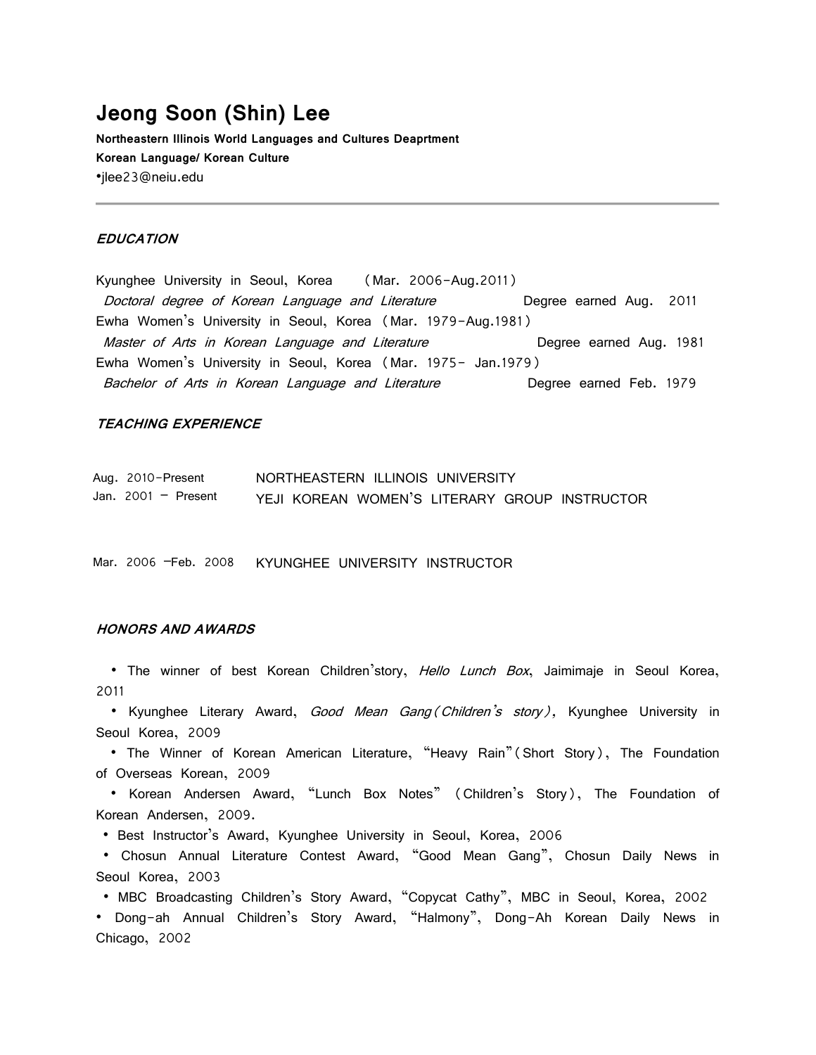# Jeong Soon (Shin) Lee

**Northeastern Illinois World Languages and Cultures Deaprtment**
**Korean Language/ Korean Culture**
•jlee23@neiu.edu

---

### *EDUCATION*

Kyunghee University in Seoul, Korea (Mar. 2006-Aug.2011)
*Doctoral degree of Korean Language and Literature* Degree earned Aug. 2011
Ewha Women's University in Seoul, Korea (Mar. 1979-Aug.1981)
*Master of Arts in Korean Language and Literature* Degree earned Aug. 1981
Ewha Women's University in Seoul, Korea (Mar. 1975- Jan.1979)
*Bachelor of Arts in Korean Language and Literature* Degree earned Feb. 1979

### *TEACHING EXPERIENCE*

Aug. 2010-Present NORTHEASTERN ILLINOIS UNIVERSITY
Jan. 2001 – Present YEJI KOREAN WOMEN'S LITERARY GROUP INSTRUCTOR

Mar. 2006 –Feb. 2008 KYUNGHEE UNIVERSITY INSTRUCTOR

### *HONORS AND AWARDS*

- The winner of best Korean Children'story, *Hello Lunch Box*, Jaimimaje in Seoul Korea, 2011
- Kyunghee Literary Award, *Good Mean Gang(Children's story),* Kyunghee University in Seoul Korea, 2009
- The Winner of Korean American Literature, "Heavy Rain"(Short Story), The Foundation of Overseas Korean, 2009
- Korean Andersen Award, "Lunch Box Notes" (Children's Story), The Foundation of Korean Andersen, 2009.
- Best Instructor's Award, Kyunghee University in Seoul, Korea, 2006
- Chosun Annual Literature Contest Award, "Good Mean Gang", Chosun Daily News in Seoul Korea, 2003
- MBC Broadcasting Children's Story Award, "Copycat Cathy", MBC in Seoul, Korea, 2002
- Dong-ah Annual Children's Story Award, "Halmony", Dong-Ah Korean Daily News in Chicago, 2002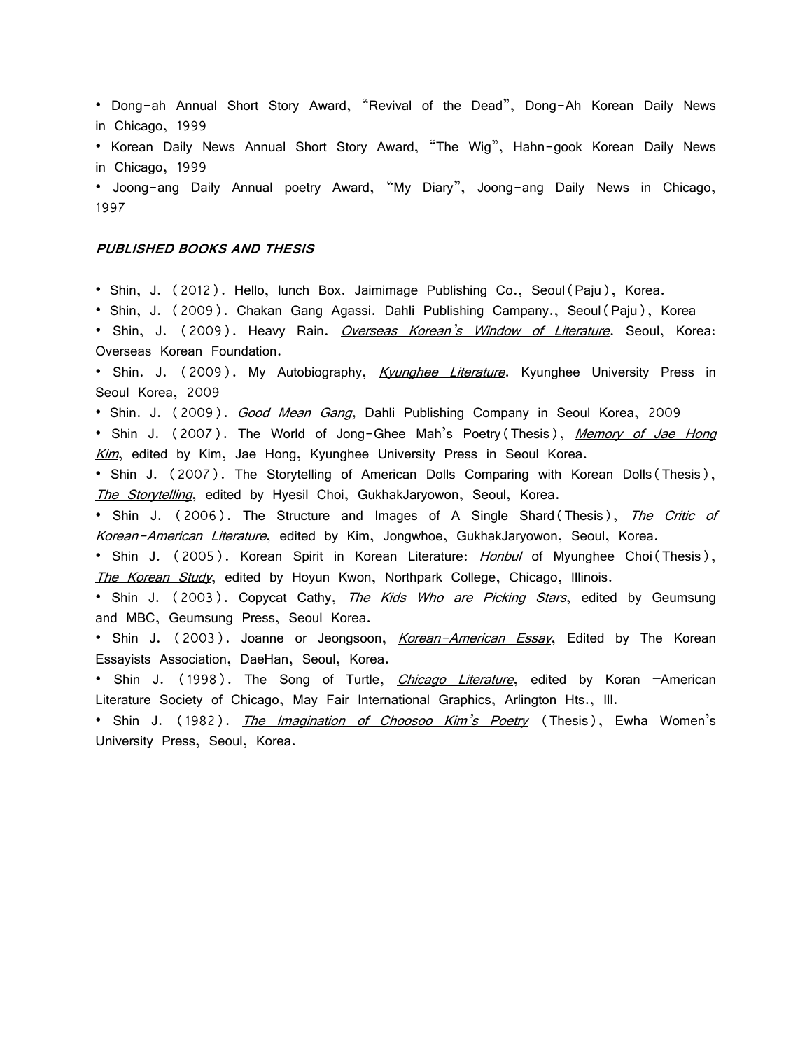- Dong-ah Annual Short Story Award, "Revival of the Dead", Dong-Ah Korean Daily News in Chicago, 1999
- Korean Daily News Annual Short Story Award, "The Wig", Hahn-gook Korean Daily News in Chicago, 1999
- Joong-ang Daily Annual poetry Award, "My Diary", Joong-ang Daily News in Chicago, 1997

### ***PUBLISHED BOOKS AND THESIS***

- Shin, J. (2012). Hello, lunch Box. Jaimimage Publishing Co., Seoul(Paju), Korea.
- Shin, J. (2009). Chakan Gang Agassi. Dahli Publishing Campany., Seoul(Paju), Korea
- Shin, J. (2009). Heavy Rain. *Overseas Korean's Window of Literature*. Seoul, Korea: Overseas Korean Foundation.
- Shin. J. (2009). My Autobiography, *Kyunghee Literature*. Kyunghee University Press in Seoul Korea, 2009
- Shin. J. (2009). *Good Mean Gang*, Dahli Publishing Company in Seoul Korea, 2009
- Shin J. (2007). The World of Jong-Ghee Mah's Poetry(Thesis), *Memory of Jae Hong Kim*, edited by Kim, Jae Hong, Kyunghee University Press in Seoul Korea.
- Shin J. (2007). The Storytelling of American Dolls Comparing with Korean Dolls(Thesis), *The Storytelling*, edited by Hyesil Choi, GukhakJaryowon, Seoul, Korea.
- Shin J. (2006). The Structure and Images of A Single Shard(Thesis), *The Critic of Korean-American Literature*, edited by Kim, Jongwhoe, GukhakJaryowon, Seoul, Korea.
- Shin J. (2005). Korean Spirit in Korean Literature: *Honbul* of Myunghee Choi(Thesis), *The Korean Study*, edited by Hoyun Kwon, Northpark College, Chicago, Illinois.
- Shin J. (2003). Copycat Cathy, *The Kids Who are Picking Stars*, edited by Geumsung and MBC, Geumsung Press, Seoul Korea.
- Shin J. (2003). Joanne or Jeongsoon, *Korean-American Essay*, Edited by The Korean Essayists Association, DaeHan, Seoul, Korea.
- Shin J. (1998). The Song of Turtle, *Chicago Literature*, edited by Koran –American Literature Society of Chicago, May Fair International Graphics, Arlington Hts., Ill.
- Shin J. (1982). *The Imagination of Choosoo Kim's Poetry* (Thesis), Ewha Women's University Press, Seoul, Korea.